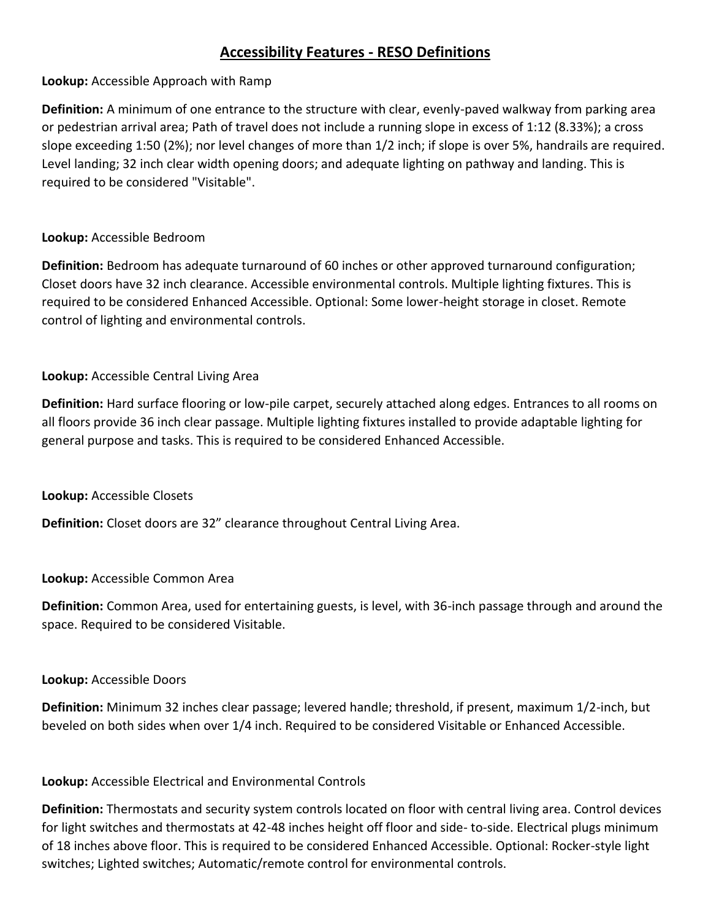# Accessibility Features - RESO Definitions

**Lookup:** Accessible Approach with Ramp

**Definition:** A minimum of one entrance to the structure with clear, evenly-paved walkway from parking area or pedestrian arrival area; Path of travel does not include a running slope in excess of 1:12 (8.33%); a cross slope exceeding 1:50 (2%); nor level changes of more than 1/2 inch; if slope is over 5%, handrails are required. Level landing; 32 inch clear width opening doors; and adequate lighting on pathway and landing. This is required to be considered "Visitable".

**Lookup:** Accessible Bedroom

**Definition:** Bedroom has adequate turnaround of 60 inches or other approved turnaround configuration; Closet doors have 32 inch clearance. Accessible environmental controls. Multiple lighting fixtures. This is required to be considered Enhanced Accessible. Optional: Some lower-height storage in closet. Remote control of lighting and environmental controls.

**Lookup:** Accessible Central Living Area

**Definition:** Hard surface flooring or low-pile carpet, securely attached along edges. Entrances to all rooms on all floors provide 36 inch clear passage. Multiple lighting fixtures installed to provide adaptable lighting for general purpose and tasks. This is required to be considered Enhanced Accessible.

**Lookup:** Accessible Closets

**Definition:** Closet doors are 32" clearance throughout Central Living Area.

**Lookup:** Accessible Common Area

**Definition:** Common Area, used for entertaining guests, is level, with 36-inch passage through and around the space. Required to be considered Visitable.

**Lookup:** Accessible Doors

**Definition:** Minimum 32 inches clear passage; levered handle; threshold, if present, maximum 1/2-inch, but beveled on both sides when over 1/4 inch. Required to be considered Visitable or Enhanced Accessible.

**Lookup:** Accessible Electrical and Environmental Controls

**Definition:** Thermostats and security system controls located on floor with central living area. Control devices for light switches and thermostats at 42-48 inches height off floor and side- to-side. Electrical plugs minimum of 18 inches above floor. This is required to be considered Enhanced Accessible. Optional: Rocker-style light switches; Lighted switches; Automatic/remote control for environmental controls.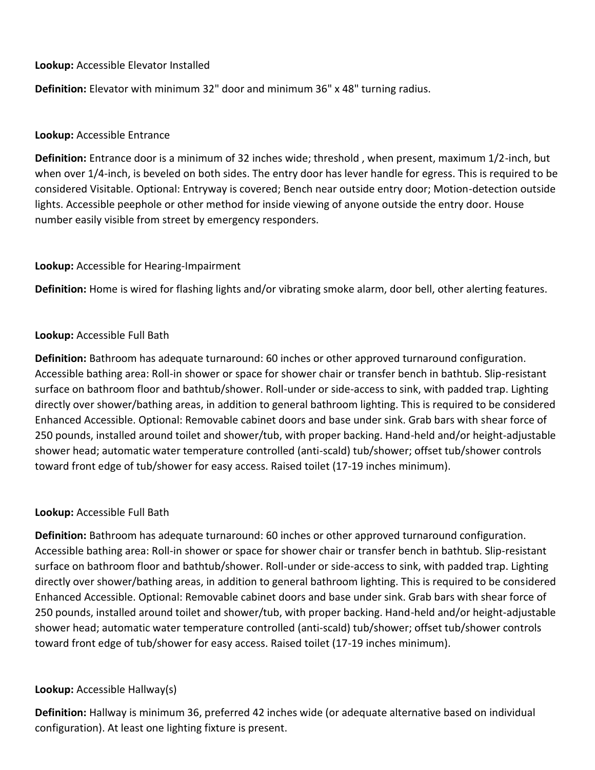**Lookup:** Accessible Elevator Installed

**Definition:** Elevator with minimum 32" door and minimum 36" x 48" turning radius.

**Lookup:** Accessible Entrance

**Definition:** Entrance door is a minimum of 32 inches wide; threshold , when present, maximum 1/2-inch, but when over 1/4-inch, is beveled on both sides. The entry door has lever handle for egress. This is required to be considered Visitable. Optional: Entryway is covered; Bench near outside entry door; Motion-detection outside lights. Accessible peephole or other method for inside viewing of anyone outside the entry door. House number easily visible from street by emergency responders.

**Lookup:** Accessible for Hearing-Impairment

**Definition:** Home is wired for flashing lights and/or vibrating smoke alarm, door bell, other alerting features.

**Lookup:** Accessible Full Bath

**Definition:** Bathroom has adequate turnaround: 60 inches or other approved turnaround configuration. Accessible bathing area: Roll-in shower or space for shower chair or transfer bench in bathtub. Slip-resistant surface on bathroom floor and bathtub/shower. Roll-under or side-access to sink, with padded trap. Lighting directly over shower/bathing areas, in addition to general bathroom lighting. This is required to be considered Enhanced Accessible. Optional: Removable cabinet doors and base under sink. Grab bars with shear force of 250 pounds, installed around toilet and shower/tub, with proper backing. Hand-held and/or height-adjustable shower head; automatic water temperature controlled (anti-scald) tub/shower; offset tub/shower controls toward front edge of tub/shower for easy access. Raised toilet (17-19 inches minimum).

**Lookup:** Accessible Full Bath

**Definition:** Bathroom has adequate turnaround: 60 inches or other approved turnaround configuration. Accessible bathing area: Roll-in shower or space for shower chair or transfer bench in bathtub. Slip-resistant surface on bathroom floor and bathtub/shower. Roll-under or side-access to sink, with padded trap. Lighting directly over shower/bathing areas, in addition to general bathroom lighting. This is required to be considered Enhanced Accessible. Optional: Removable cabinet doors and base under sink. Grab bars with shear force of 250 pounds, installed around toilet and shower/tub, with proper backing. Hand-held and/or height-adjustable shower head; automatic water temperature controlled (anti-scald) tub/shower; offset tub/shower controls toward front edge of tub/shower for easy access. Raised toilet (17-19 inches minimum).

**Lookup:** Accessible Hallway(s)

**Definition:** Hallway is minimum 36, preferred 42 inches wide (or adequate alternative based on individual configuration). At least one lighting fixture is present.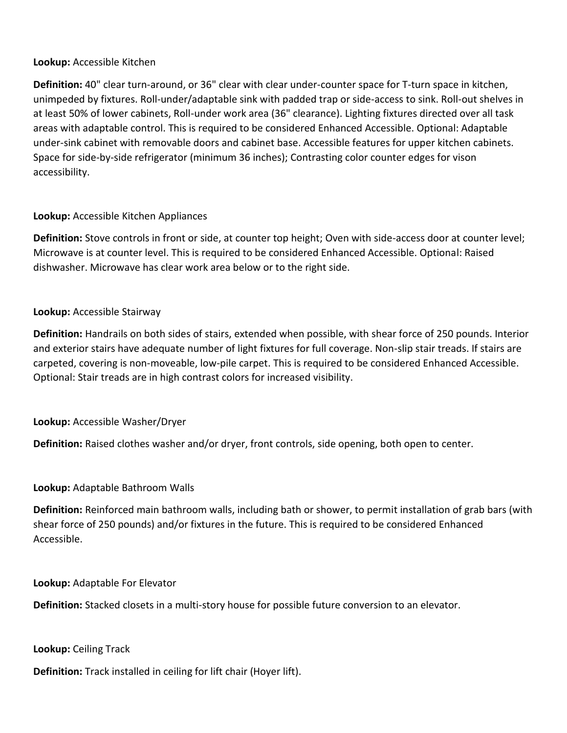**Lookup:** Accessible Kitchen

**Definition:** 40" clear turn-around, or 36" clear with clear under-counter space for T-turn space in kitchen, unimpeded by fixtures. Roll-under/adaptable sink with padded trap or side-access to sink. Roll-out shelves in at least 50% of lower cabinets, Roll-under work area (36" clearance). Lighting fixtures directed over all task areas with adaptable control. This is required to be considered Enhanced Accessible. Optional: Adaptable under-sink cabinet with removable doors and cabinet base. Accessible features for upper kitchen cabinets. Space for side-by-side refrigerator (minimum 36 inches); Contrasting color counter edges for vison accessibility.

**Lookup:** Accessible Kitchen Appliances

**Definition:** Stove controls in front or side, at counter top height; Oven with side-access door at counter level; Microwave is at counter level. This is required to be considered Enhanced Accessible. Optional: Raised dishwasher. Microwave has clear work area below or to the right side.

**Lookup:** Accessible Stairway

**Definition:** Handrails on both sides of stairs, extended when possible, with shear force of 250 pounds. Interior and exterior stairs have adequate number of light fixtures for full coverage. Non-slip stair treads. If stairs are carpeted, covering is non-moveable, low-pile carpet. This is required to be considered Enhanced Accessible. Optional: Stair treads are in high contrast colors for increased visibility.

**Lookup:** Accessible Washer/Dryer

**Definition:** Raised clothes washer and/or dryer, front controls, side opening, both open to center.

**Lookup:** Adaptable Bathroom Walls

**Definition:** Reinforced main bathroom walls, including bath or shower, to permit installation of grab bars (with shear force of 250 pounds) and/or fixtures in the future. This is required to be considered Enhanced Accessible.

**Lookup:** Adaptable For Elevator

**Definition:** Stacked closets in a multi-story house for possible future conversion to an elevator.

**Lookup:** Ceiling Track

**Definition:** Track installed in ceiling for lift chair (Hoyer lift).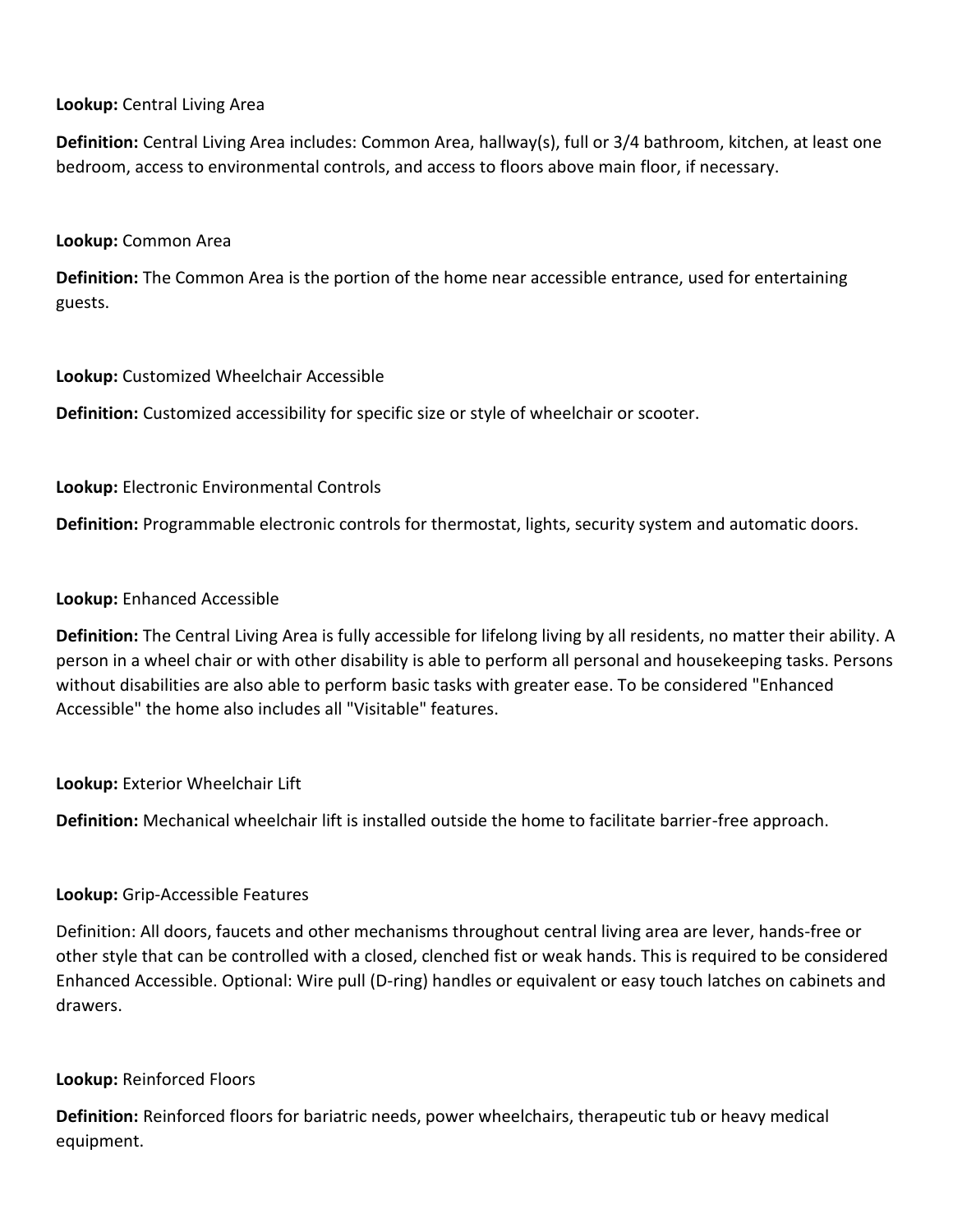**Lookup:** Central Living Area

**Definition:** Central Living Area includes: Common Area, hallway(s), full or 3/4 bathroom, kitchen, at least one bedroom, access to environmental controls, and access to floors above main floor, if necessary.

**Lookup:** Common Area

**Definition:** The Common Area is the portion of the home near accessible entrance, used for entertaining guests.

**Lookup:** Customized Wheelchair Accessible

**Definition:** Customized accessibility for specific size or style of wheelchair or scooter.

**Lookup:** Electronic Environmental Controls

**Definition:** Programmable electronic controls for thermostat, lights, security system and automatic doors.

**Lookup:** Enhanced Accessible

**Definition:** The Central Living Area is fully accessible for lifelong living by all residents, no matter their ability. A person in a wheel chair or with other disability is able to perform all personal and housekeeping tasks. Persons without disabilities are also able to perform basic tasks with greater ease. To be considered "Enhanced Accessible" the home also includes all "Visitable" features.

**Lookup:** Exterior Wheelchair Lift

**Definition:** Mechanical wheelchair lift is installed outside the home to facilitate barrier-free approach.

**Lookup:** Grip-Accessible Features

Definition: All doors, faucets and other mechanisms throughout central living area are lever, hands-free or other style that can be controlled with a closed, clenched fist or weak hands. This is required to be considered Enhanced Accessible. Optional: Wire pull (D-ring) handles or equivalent or easy touch latches on cabinets and drawers.

**Lookup:** Reinforced Floors

**Definition:** Reinforced floors for bariatric needs, power wheelchairs, therapeutic tub or heavy medical equipment.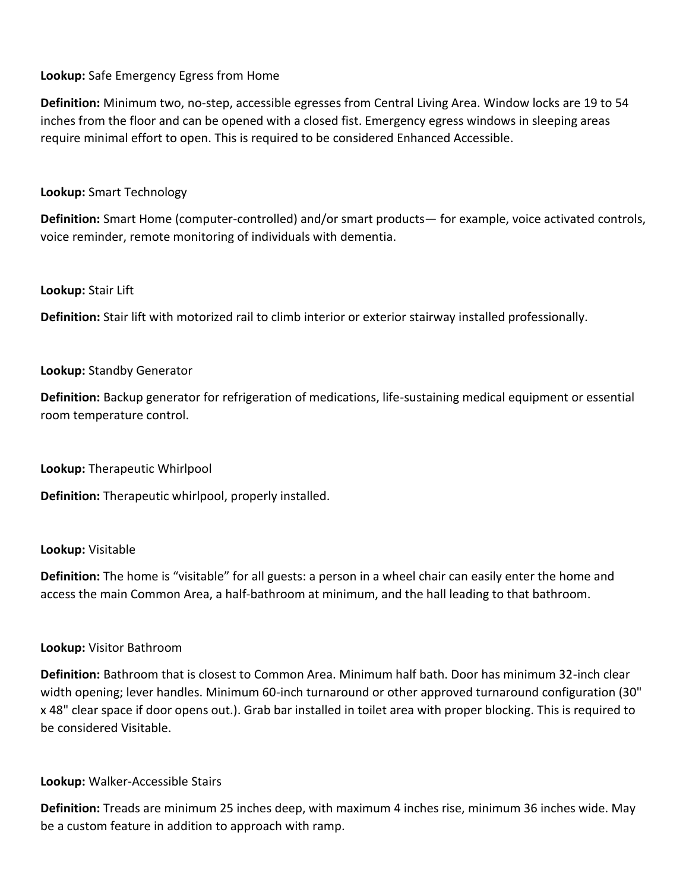**Lookup:** Safe Emergency Egress from Home

**Definition:** Minimum two, no-step, accessible egresses from Central Living Area. Window locks are 19 to 54 inches from the floor and can be opened with a closed fist. Emergency egress windows in sleeping areas require minimal effort to open. This is required to be considered Enhanced Accessible.

**Lookup:** Smart Technology

**Definition:** Smart Home (computer-controlled) and/or smart products— for example, voice activated controls, voice reminder, remote monitoring of individuals with dementia.

**Lookup:** Stair Lift

**Definition:** Stair lift with motorized rail to climb interior or exterior stairway installed professionally.

**Lookup:** Standby Generator

**Definition:** Backup generator for refrigeration of medications, life-sustaining medical equipment or essential room temperature control.

**Lookup:** Therapeutic Whirlpool

**Definition:** Therapeutic whirlpool, properly installed.

**Lookup:** Visitable

**Definition:** The home is "visitable" for all guests: a person in a wheel chair can easily enter the home and access the main Common Area, a half-bathroom at minimum, and the hall leading to that bathroom.

**Lookup:** Visitor Bathroom

**Definition:** Bathroom that is closest to Common Area. Minimum half bath. Door has minimum 32-inch clear width opening; lever handles. Minimum 60-inch turnaround or other approved turnaround configuration (30" x 48" clear space if door opens out.). Grab bar installed in toilet area with proper blocking. This is required to be considered Visitable.

**Lookup:** Walker-Accessible Stairs

**Definition:** Treads are minimum 25 inches deep, with maximum 4 inches rise, minimum 36 inches wide. May be a custom feature in addition to approach with ramp.